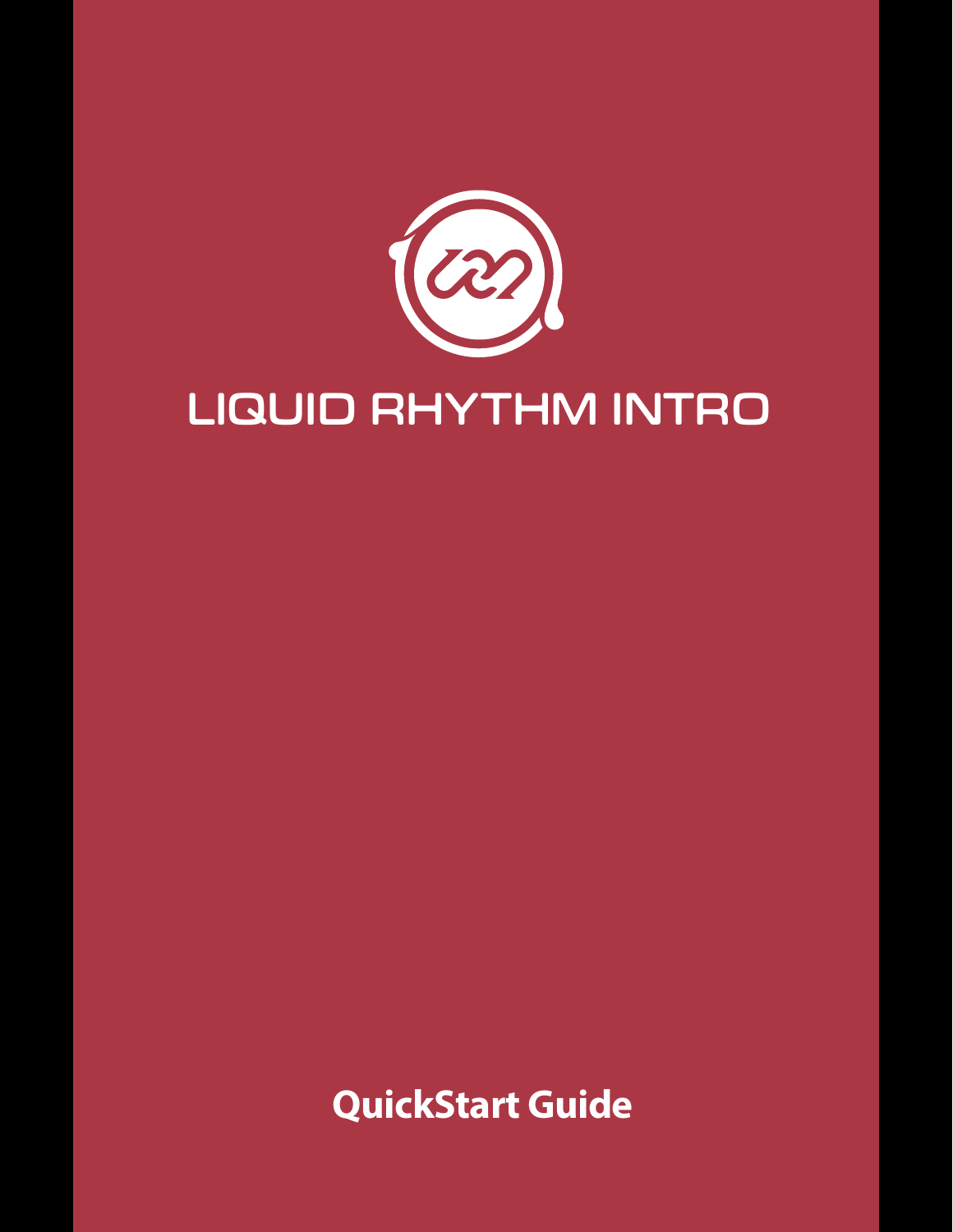# LIQUID RHYTHM INTRO

**QuickStart Guide**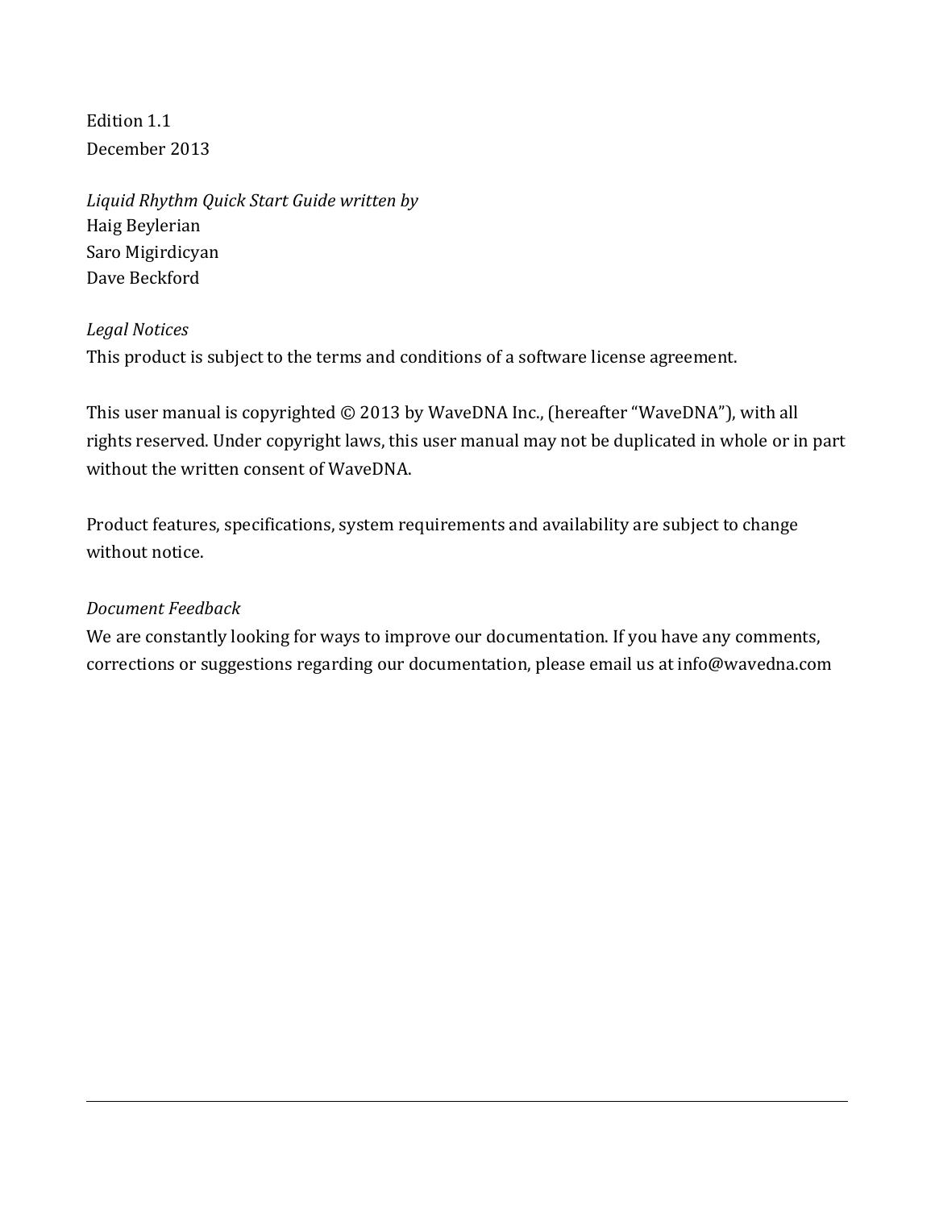Edition 1.1
December 2013

*Liquid Rhythm Quick Start Guide written by*
Haig Beylerian
Saro Migirdicyan
Dave Beckford

*Legal Notices*
This product is subject to the terms and conditions of a software license agreement.

This user manual is copyrighted © 2013 by WaveDNA Inc., (hereafter "WaveDNA"), with all rights reserved. Under copyright laws, this user manual may not be duplicated in whole or in part without the written consent of WaveDNA.

Product features, specifications, system requirements and availability are subject to change without notice.

*Document Feedback*
We are constantly looking for ways to improve our documentation. If you have any comments, corrections or suggestions regarding our documentation, please email us at info@wavedna.com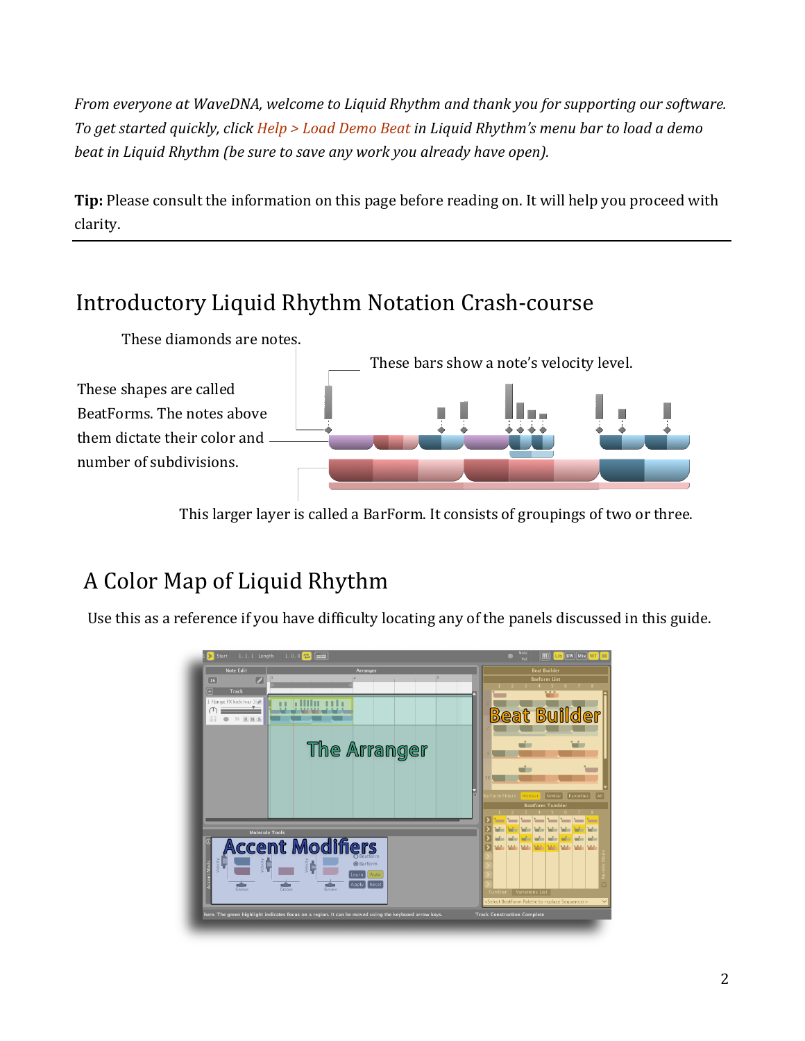*From everyone at WaveDNA, welcome to Liquid Rhythm and thank you for supporting our software. To get started quickly, click Help > Load Demo Beat in Liquid Rhythm's menu bar to load a demo beat in Liquid Rhythm (be sure to save any work you already have open).*

**Tip:** Please consult the information on this page before reading on. It will help you proceed with clarity.

---

## Introductory Liquid Rhythm Notation Crash-course

These diamonds are notes.

These bars show a note's velocity level.

These shapes are called BeatForms. The notes above them dictate their color and number of subdivisions.

This larger layer is called a BarForm. It consists of groupings of two or three.

## A Color Map of Liquid Rhythm

Use this as a reference if you have difficulty locating any of the panels discussed in this guide.

The Arranger

Beat Builder

Accent Modifiers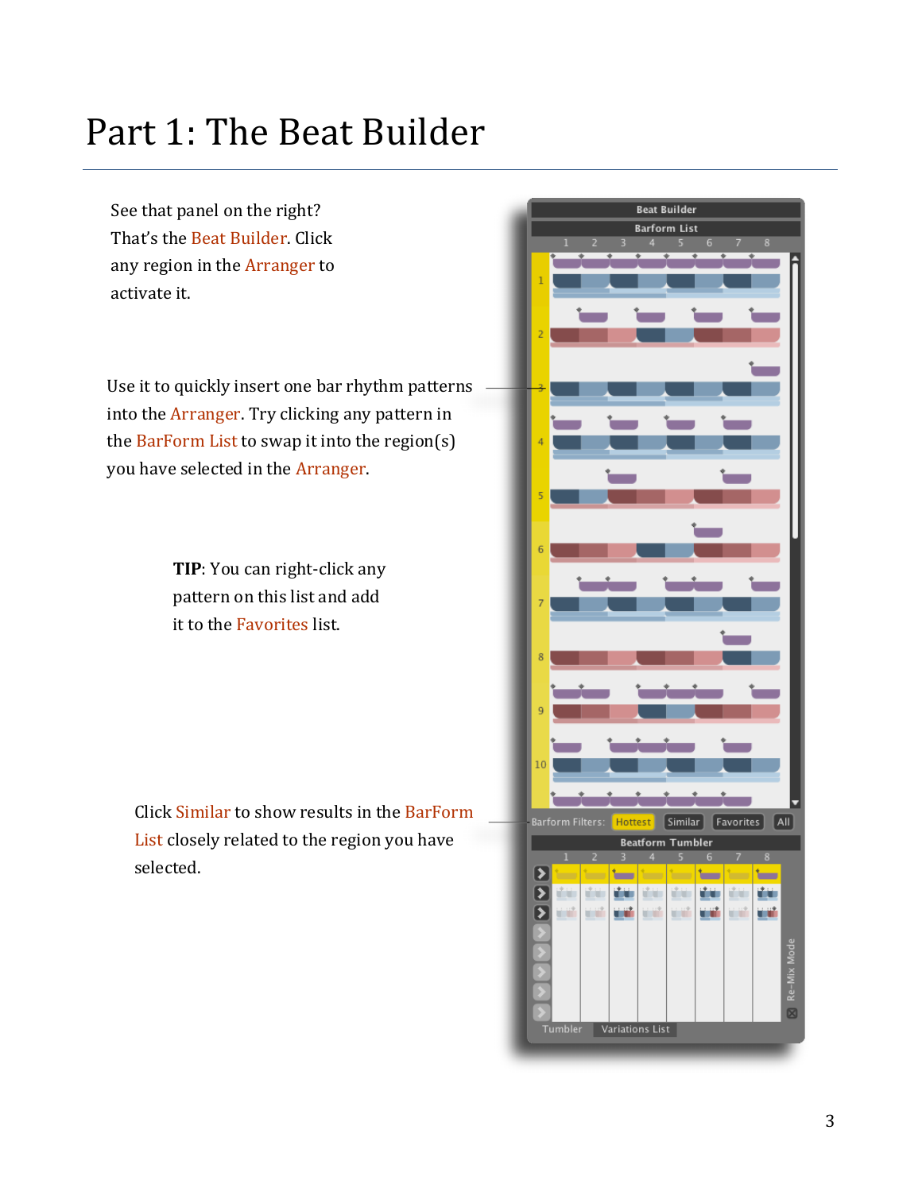# Part 1: The Beat Builder

See that panel on the right? That's the Beat Builder. Click any region in the Arranger to activate it.

Use it to quickly insert one bar rhythm patterns into the Arranger. Try clicking any pattern in the BarForm List to swap it into the region(s) you have selected in the Arranger.

**TIP**: You can right-click any pattern on this list and add it to the Favorites list.

Click Similar to show results in the BarForm List closely related to the region you have selected.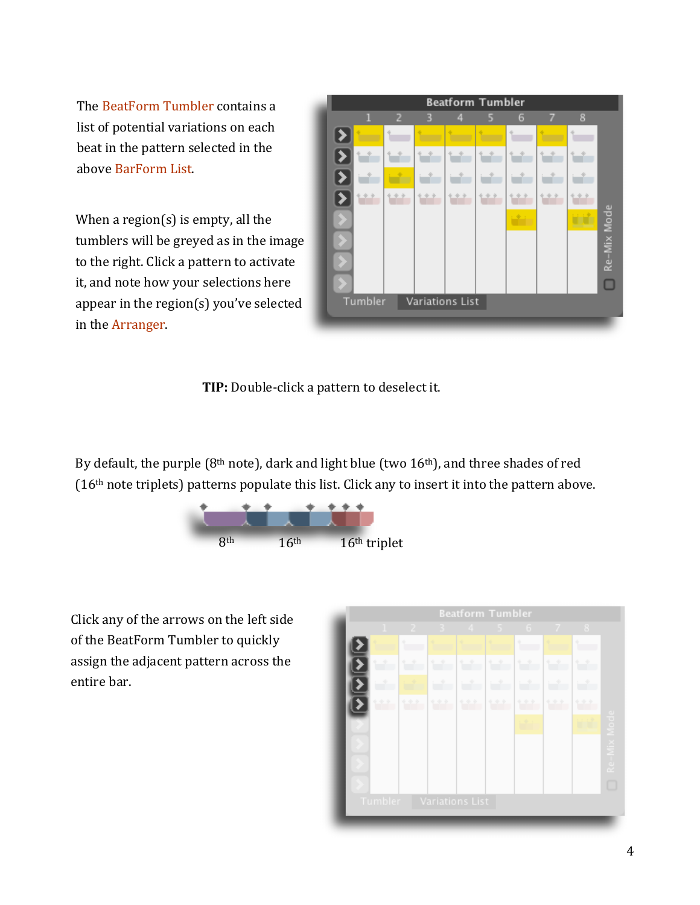The BeatForm Tumbler contains a list of potential variations on each beat in the pattern selected in the above BarForm List.

When a region(s) is empty, all the tumblers will be greyed as in the image to the right. Click a pattern to activate it, and note how your selections here appear in the region(s) you've selected in the Arranger.

**TIP:** Double-click a pattern to deselect it.

By default, the purple (8th note), dark and light blue (two 16th), and three shades of red (16th note triplets) patterns populate this list. Click any to insert it into the pattern above.

8th 16th 16th triplet

Click any of the arrows on the left side of the BeatForm Tumbler to quickly assign the adjacent pattern across the entire bar.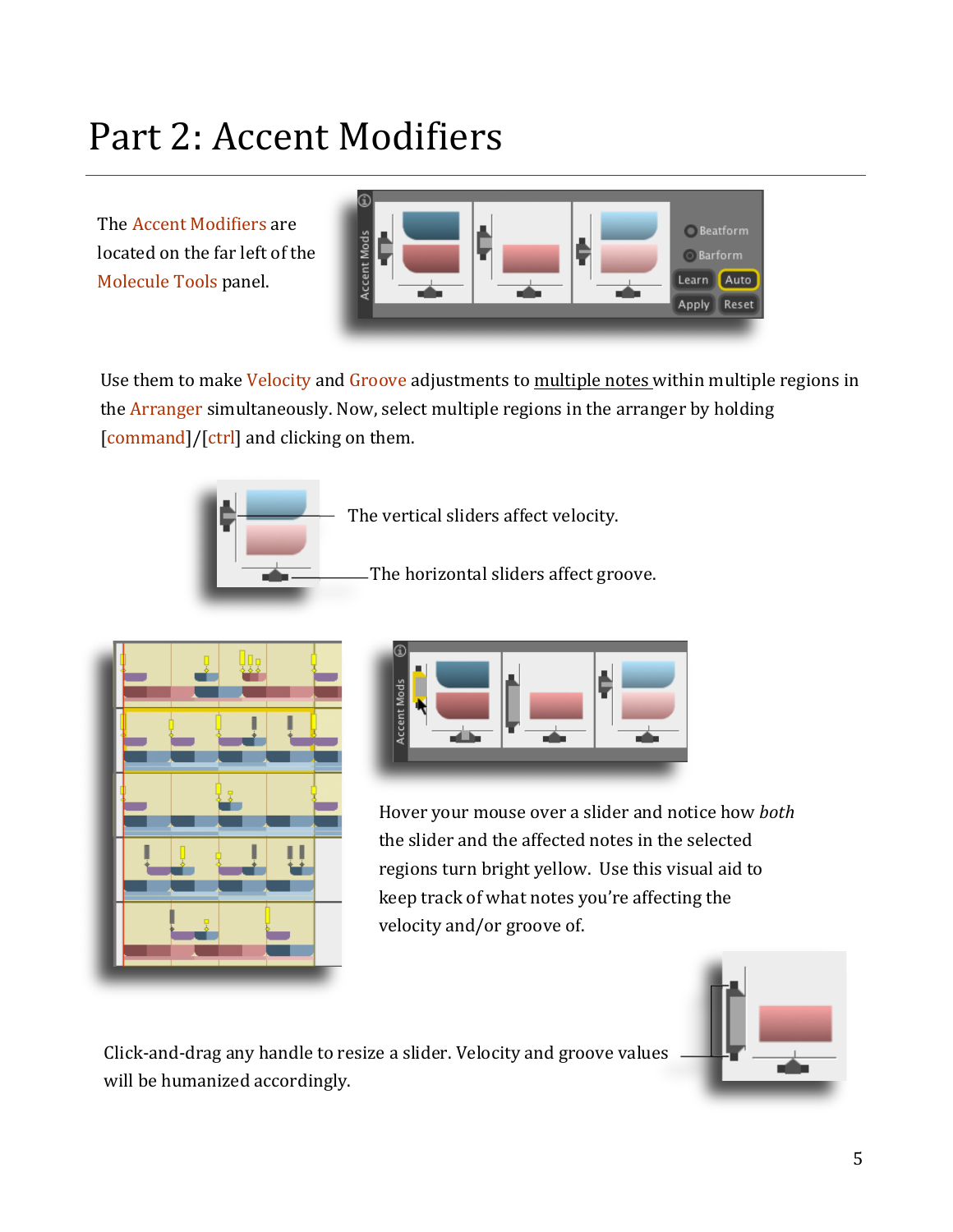# Part 2: Accent Modifiers

The Accent Modifiers are located on the far left of the Molecule Tools panel.

Use them to make Velocity and Groove adjustments to multiple notes within multiple regions in the Arranger simultaneously. Now, select multiple regions in the arranger by holding [command]/[ctrl] and clicking on them.

The vertical sliders affect velocity.

The horizontal sliders affect groove.

Hover your mouse over a slider and notice how *both* the slider and the affected notes in the selected regions turn bright yellow. Use this visual aid to keep track of what notes you're affecting the velocity and/or groove of.

Click-and-drag any handle to resize a slider. Velocity and groove values will be humanized accordingly.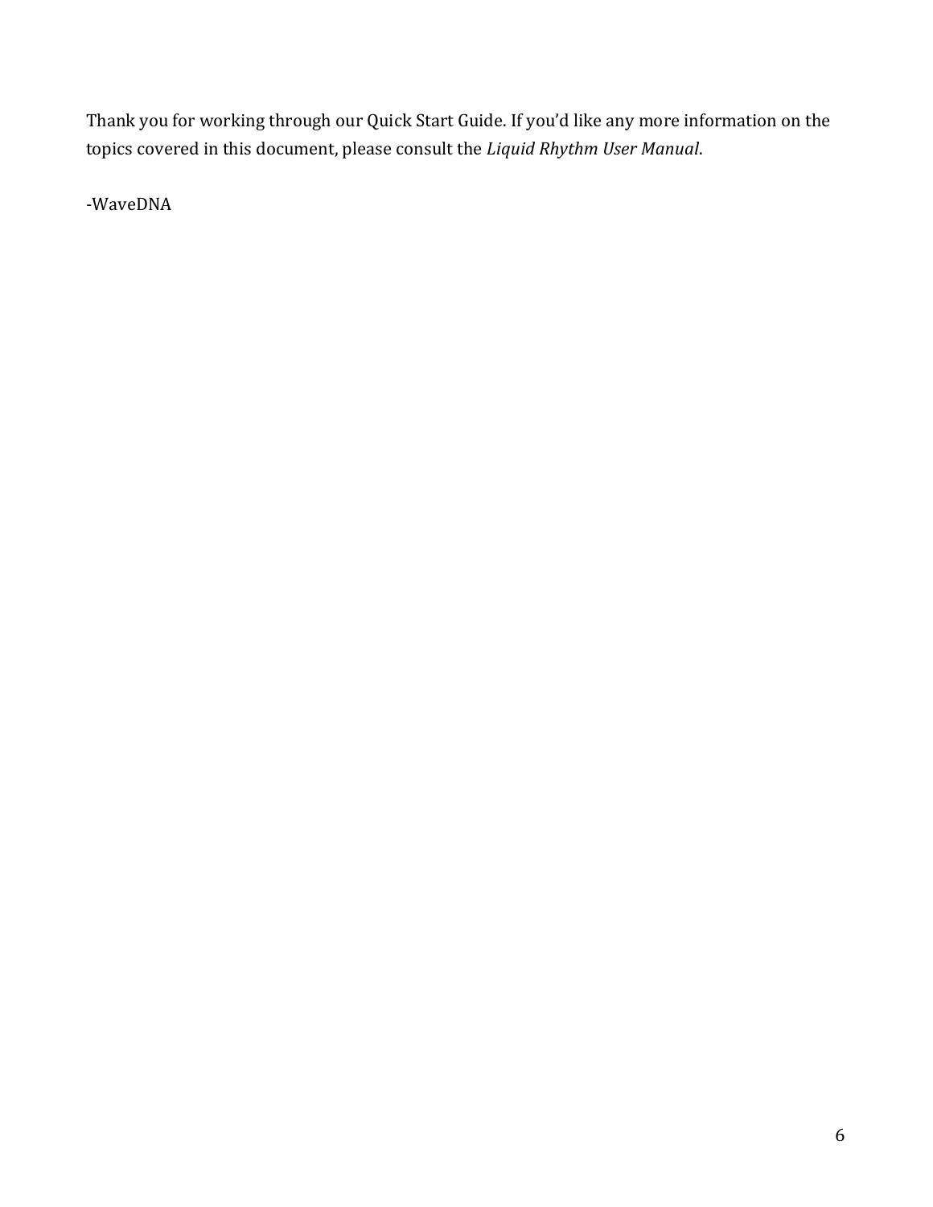Thank you for working through our Quick Start Guide. If you'd like any more information on the topics covered in this document, please consult the *Liquid Rhythm User Manual*.

-WaveDNA